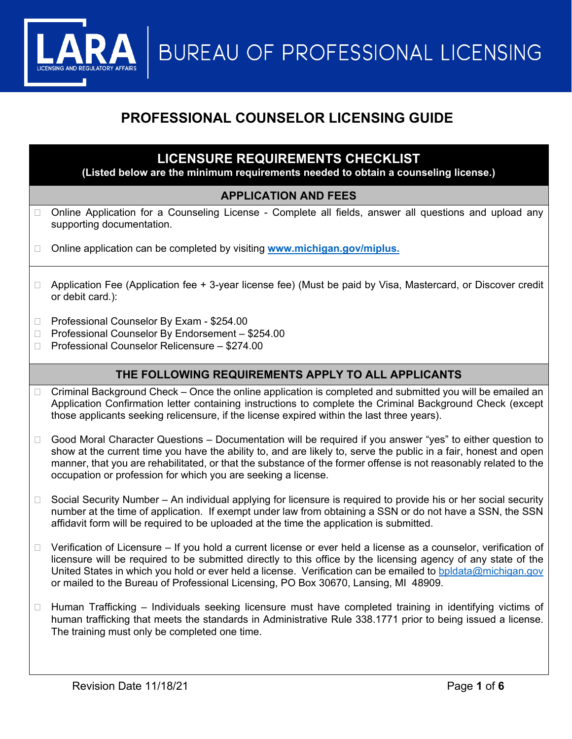LARA
LICENSING AND REGULATORY AFFAIRS

BUREAU OF PROFESSIONAL LICENSING

# PROFESSIONAL COUNSELOR LICENSING GUIDE

## LICENSURE REQUIREMENTS CHECKLIST

**(Listed below are the minimum requirements needed to obtain a counseling license.)**

### APPLICATION AND FEES

- ☐ Online Application for a Counseling License - Complete all fields, answer all questions and upload any supporting documentation.
- ☐ Online application can be completed by visiting **[www.michigan.gov/miplus.](http://www.michigan.gov/miplus)**

- ☐ Application Fee (Application fee + 3-year license fee) (Must be paid by Visa, Mastercard, or Discover credit or debit card.):
- ☐ Professional Counselor By Exam - $254.00
- ☐ Professional Counselor By Endorsement – $254.00
- ☐ Professional Counselor Relicensure – $274.00

### THE FOLLOWING REQUIREMENTS APPLY TO ALL APPLICANTS

- ☐ Criminal Background Check – Once the online application is completed and submitted you will be emailed an Application Confirmation letter containing instructions to complete the Criminal Background Check (except those applicants seeking relicensure, if the license expired within the last three years).
- ☐ Good Moral Character Questions – Documentation will be required if you answer “yes” to either question to show at the current time you have the ability to, and are likely to, serve the public in a fair, honest and open manner, that you are rehabilitated, or that the substance of the former offense is not reasonably related to the occupation or profession for which you are seeking a license.
- ☐ Social Security Number – An individual applying for licensure is required to provide his or her social security number at the time of application. If exempt under law from obtaining a SSN or do not have a SSN, the SSN affidavit form will be required to be uploaded at the time the application is submitted.
- ☐ Verification of Licensure – If you hold a current license or ever held a license as a counselor, verification of licensure will be required to be submitted directly to this office by the licensing agency of any state of the United States in which you hold or ever held a license. Verification can be emailed to bpldata@michigan.gov or mailed to the Bureau of Professional Licensing, PO Box 30670, Lansing, MI 48909.
- ☐ Human Trafficking – Individuals seeking licensure must have completed training in identifying victims of human trafficking that meets the standards in Administrative Rule 338.1771 prior to being issued a license. The training must only be completed one time.

Revision Date 11/18/21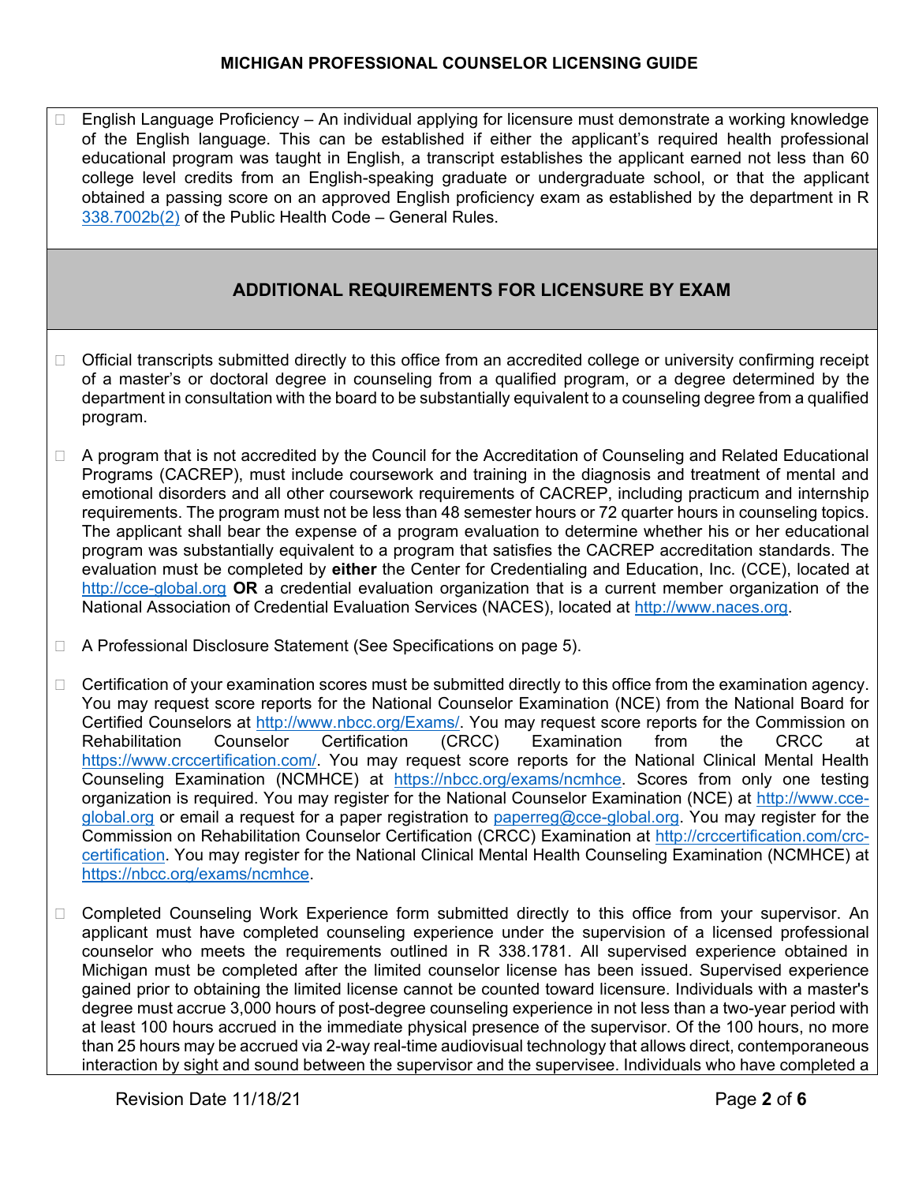- English Language Proficiency – An individual applying for licensure must demonstrate a working knowledge of the English language. This can be established if either the applicant's required health professional educational program was taught in English, a transcript establishes the applicant earned not less than 60 college level credits from an English-speaking graduate or undergraduate school, or that the applicant obtained a passing score on an approved English proficiency exam as established by the department in R [338.7002b(2)](#) of the Public Health Code – General Rules.

## ADDITIONAL REQUIREMENTS FOR LICENSURE BY EXAM

- Official transcripts submitted directly to this office from an accredited college or university confirming receipt of a master's or doctoral degree in counseling from a qualified program, or a degree determined by the department in consultation with the board to be substantially equivalent to a counseling degree from a qualified program.

- A program that is not accredited by the Council for the Accreditation of Counseling and Related Educational Programs (CACREP), must include coursework and training in the diagnosis and treatment of mental and emotional disorders and all other coursework requirements of CACREP, including practicum and internship requirements. The program must not be less than 48 semester hours or 72 quarter hours in counseling topics. The applicant shall bear the expense of a program evaluation to determine whether his or her educational program was substantially equivalent to a program that satisfies the CACREP accreditation standards. The evaluation must be completed by **either** the Center for Credentialing and Education, Inc. (CCE), located at http://cce-global.org **OR** a credential evaluation organization that is a current member organization of the National Association of Credential Evaluation Services (NACES), located at http://www.naces.org.

- A Professional Disclosure Statement (See Specifications on page 5).

- Certification of your examination scores must be submitted directly to this office from the examination agency. You may request score reports for the National Counselor Examination (NCE) from the National Board for Certified Counselors at http://www.nbcc.org/Exams/. You may request score reports for the Commission on Rehabilitation Counselor Certification (CRCC) Examination from the CRCC at https://www.crccertification.com/. You may request score reports for the National Clinical Mental Health Counseling Examination (NCMHCE) at https://nbcc.org/exams/ncmhce. Scores from only one testing organization is required. You may register for the National Counselor Examination (NCE) at http://www.cce-global.org or email a request for a paper registration to paperreg@cce-global.org. You may register for the Commission on Rehabilitation Counselor Certification (CRCC) Examination at http://crccertification.com/crc-certification. You may register for the National Clinical Mental Health Counseling Examination (NCMHCE) at https://nbcc.org/exams/ncmhce.

- Completed Counseling Work Experience form submitted directly to this office from your supervisor. An applicant must have completed counseling experience under the supervision of a licensed professional counselor who meets the requirements outlined in R 338.1781. All supervised experience obtained in Michigan must be completed after the limited counselor license has been issued. Supervised experience gained prior to obtaining the limited license cannot be counted toward licensure. Individuals with a master's degree must accrue 3,000 hours of post-degree counseling experience in not less than a two-year period with at least 100 hours accrued in the immediate physical presence of the supervisor. Of the 100 hours, no more than 25 hours may be accrued via 2-way real-time audiovisual technology that allows direct, contemporaneous interaction by sight and sound between the supervisor and the supervisee. Individuals who have completed a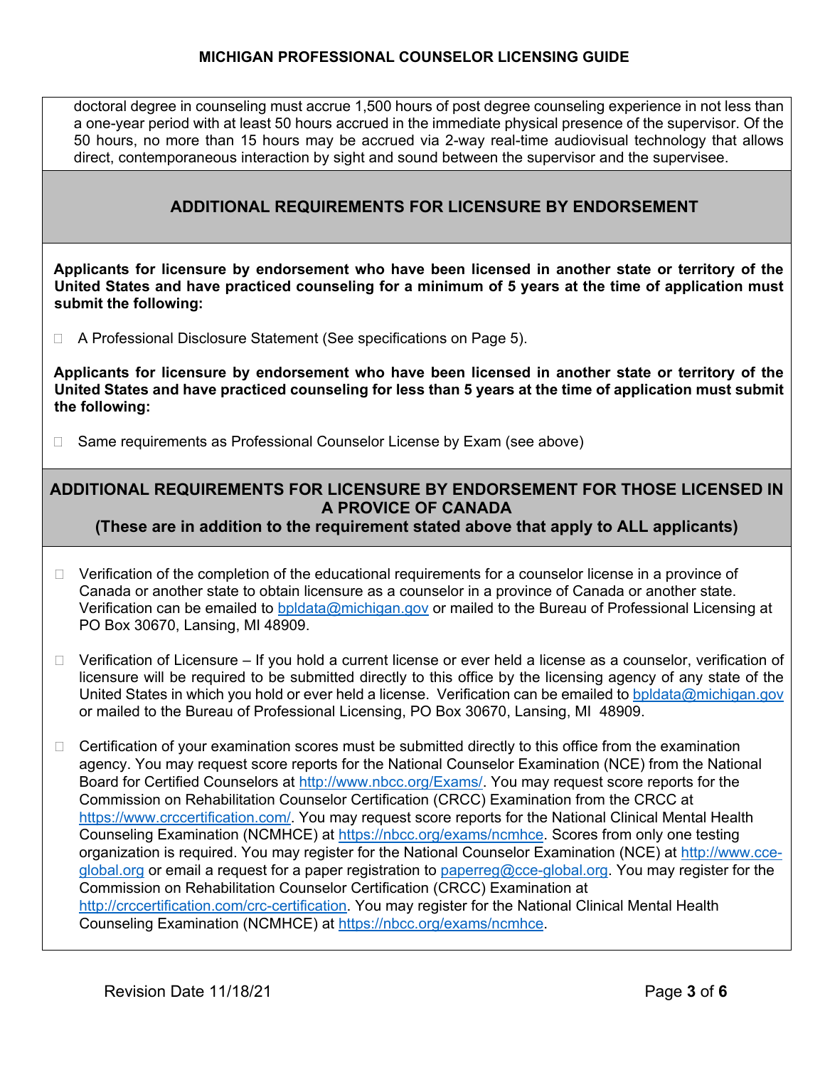doctoral degree in counseling must accrue 1,500 hours of post degree counseling experience in not less than a one-year period with at least 50 hours accrued in the immediate physical presence of the supervisor. Of the 50 hours, no more than 15 hours may be accrued via 2-way real-time audiovisual technology that allows direct, contemporaneous interaction by sight and sound between the supervisor and the supervisee.

## ADDITIONAL REQUIREMENTS FOR LICENSURE BY ENDORSEMENT

**Applicants for licensure by endorsement who have been licensed in another state or territory of the United States and have practiced counseling for a minimum of 5 years at the time of application must submit the following:**

- A Professional Disclosure Statement (See specifications on Page 5).

**Applicants for licensure by endorsement who have been licensed in another state or territory of the United States and have practiced counseling for less than 5 years at the time of application must submit the following:**

- Same requirements as Professional Counselor License by Exam (see above)

## ADDITIONAL REQUIREMENTS FOR LICENSURE BY ENDORSEMENT FOR THOSE LICENSED IN A PROVICE OF CANADA

**(These are in addition to the requirement stated above that apply to ALL applicants)**

- Verification of the completion of the educational requirements for a counselor license in a province of Canada or another state to obtain licensure as a counselor in a province of Canada or another state. Verification can be emailed to bpldata@michigan.gov or mailed to the Bureau of Professional Licensing at PO Box 30670, Lansing, MI 48909.

- Verification of Licensure – If you hold a current license or ever held a license as a counselor, verification of licensure will be required to be submitted directly to this office by the licensing agency of any state of the United States in which you hold or ever held a license. Verification can be emailed to bpldata@michigan.gov or mailed to the Bureau of Professional Licensing, PO Box 30670, Lansing, MI 48909.

- Certification of your examination scores must be submitted directly to this office from the examination agency. You may request score reports for the National Counselor Examination (NCE) from the National Board for Certified Counselors at http://www.nbcc.org/Exams/. You may request score reports for the Commission on Rehabilitation Counselor Certification (CRCC) Examination from the CRCC at https://www.crccertification.com/. You may request score reports for the National Clinical Mental Health Counseling Examination (NCMHCE) at https://nbcc.org/exams/ncmhce. Scores from only one testing organization is required. You may register for the National Counselor Examination (NCE) at http://www.cce-global.org or email a request for a paper registration to paperreg@cce-global.org. You may register for the Commission on Rehabilitation Counselor Certification (CRCC) Examination at http://crccertification.com/crc-certification. You may register for the National Clinical Mental Health Counseling Examination (NCMHCE) at https://nbcc.org/exams/ncmhce.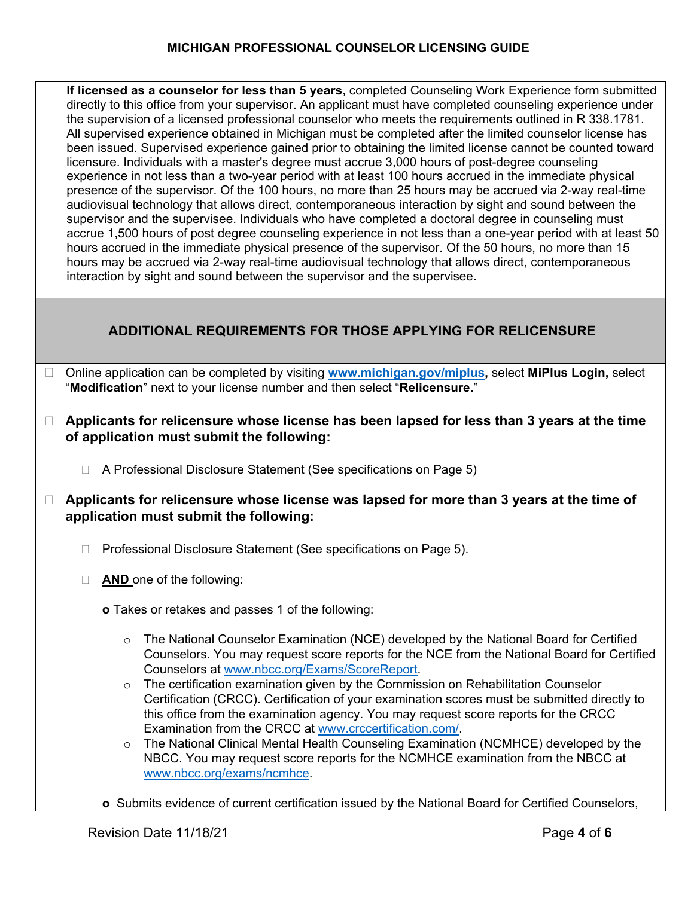- **If licensed as a counselor for less than 5 years**, completed Counseling Work Experience form submitted directly to this office from your supervisor. An applicant must have completed counseling experience under the supervision of a licensed professional counselor who meets the requirements outlined in R 338.1781. All supervised experience obtained in Michigan must be completed after the limited counselor license has been issued. Supervised experience gained prior to obtaining the limited license cannot be counted toward licensure. Individuals with a master's degree must accrue 3,000 hours of post-degree counseling experience in not less than a two-year period with at least 100 hours accrued in the immediate physical presence of the supervisor. Of the 100 hours, no more than 25 hours may be accrued via 2-way real-time audiovisual technology that allows direct, contemporaneous interaction by sight and sound between the supervisor and the supervisee. Individuals who have completed a doctoral degree in counseling must accrue 1,500 hours of post degree counseling experience in not less than a one-year period with at least 50 hours accrued in the immediate physical presence of the supervisor. Of the 50 hours, no more than 15 hours may be accrued via 2-way real-time audiovisual technology that allows direct, contemporaneous interaction by sight and sound between the supervisor and the supervisee.

## ADDITIONAL REQUIREMENTS FOR THOSE APPLYING FOR RELICENSURE

- Online application can be completed by visiting **[www.michigan.gov/miplus](http://www.michigan.gov/miplus),** select **MiPlus Login,** select "**Modification**" next to your license number and then select "**Relicensure.**"

- **Applicants for relicensure whose license has been lapsed for less than 3 years at the time of application must submit the following:**
  - A Professional Disclosure Statement (See specifications on Page 5)

- **Applicants for relicensure whose license was lapsed for more than 3 years at the time of application must submit the following:**
  - Professional Disclosure Statement (See specifications on Page 5).
  - **AND** one of the following:

    **o** Takes or retakes and passes 1 of the following:

    - The National Counselor Examination (NCE) developed by the National Board for Certified Counselors. You may request score reports for the NCE from the National Board for Certified Counselors at [www.nbcc.org/Exams/ScoreReport](http://www.nbcc.org/Exams/ScoreReport).
    - The certification examination given by the Commission on Rehabilitation Counselor Certification (CRCC). Certification of your examination scores must be submitted directly to this office from the examination agency. You may request score reports for the CRCC Examination from the CRCC at [www.crccertification.com/](http://www.crccertification.com/).
    - The National Clinical Mental Health Counseling Examination (NCMHCE) developed by the NBCC. You may request score reports for the NCMHCE examination from the NBCC at [www.nbcc.org/exams/ncmhce](http://www.nbcc.org/exams/ncmhce).

    **o** Submits evidence of current certification issued by the National Board for Certified Counselors,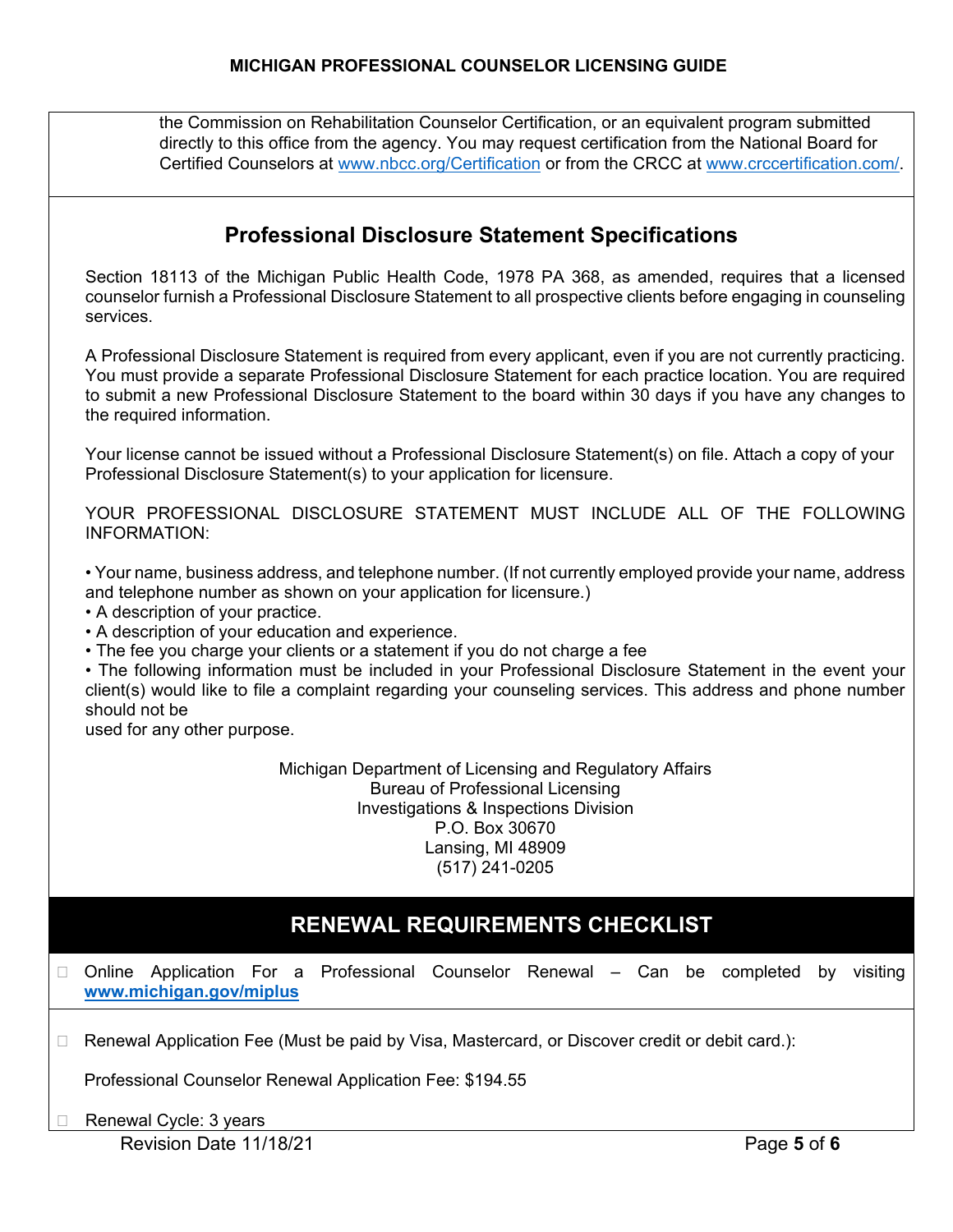the Commission on Rehabilitation Counselor Certification, or an equivalent program submitted directly to this office from the agency. You may request certification from the National Board for Certified Counselors at www.nbcc.org/Certification or from the CRCC at www.crccertification.com/.

## Professional Disclosure Statement Specifications

Section 18113 of the Michigan Public Health Code, 1978 PA 368, as amended, requires that a licensed counselor furnish a Professional Disclosure Statement to all prospective clients before engaging in counseling services.

A Professional Disclosure Statement is required from every applicant, even if you are not currently practicing. You must provide a separate Professional Disclosure Statement for each practice location. You are required to submit a new Professional Disclosure Statement to the board within 30 days if you have any changes to the required information.

Your license cannot be issued without a Professional Disclosure Statement(s) on file. Attach a copy of your Professional Disclosure Statement(s) to your application for licensure.

YOUR PROFESSIONAL DISCLOSURE STATEMENT MUST INCLUDE ALL OF THE FOLLOWING INFORMATION:

- Your name, business address, and telephone number. (If not currently employed provide your name, address and telephone number as shown on your application for licensure.)
- A description of your practice.
- A description of your education and experience.
- The fee you charge your clients or a statement if you do not charge a fee
- The following information must be included in your Professional Disclosure Statement in the event your client(s) would like to file a complaint regarding your counseling services. This address and phone number should not be used for any other purpose.

Michigan Department of Licensing and Regulatory Affairs
Bureau of Professional Licensing
Investigations & Inspections Division
P.O. Box 30670
Lansing, MI 48909
(517) 241-0205

## RENEWAL REQUIREMENTS CHECKLIST

- ☐ Online Application For a Professional Counselor Renewal – Can be completed by visiting **www.michigan.gov/miplus**
- ☐ Renewal Application Fee (Must be paid by Visa, Mastercard, or Discover credit or debit card.):

  Professional Counselor Renewal Application Fee: $194.55

- ☐ Renewal Cycle: 3 years

Revision Date 11/18/21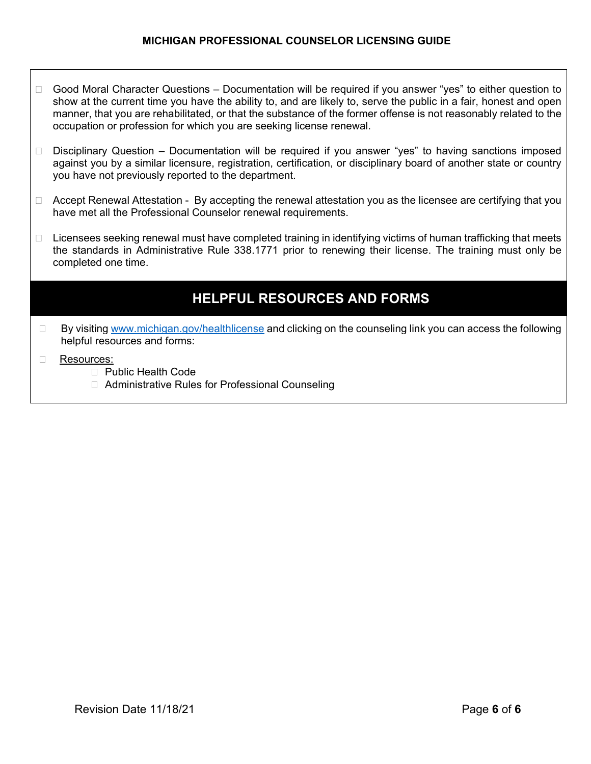- Good Moral Character Questions – Documentation will be required if you answer "yes" to either question to show at the current time you have the ability to, and are likely to, serve the public in a fair, honest and open manner, that you are rehabilitated, or that the substance of the former offense is not reasonably related to the occupation or profession for which you are seeking license renewal.

- Disciplinary Question – Documentation will be required if you answer "yes" to having sanctions imposed against you by a similar licensure, registration, certification, or disciplinary board of another state or country you have not previously reported to the department.

- Accept Renewal Attestation - By accepting the renewal attestation you as the licensee are certifying that you have met all the Professional Counselor renewal requirements.

- Licensees seeking renewal must have completed training in identifying victims of human trafficking that meets the standards in Administrative Rule 338.1771 prior to renewing their license. The training must only be completed one time.

## HELPFUL RESOURCES AND FORMS

- By visiting [www.michigan.gov/healthlicense](http://www.michigan.gov/healthlicense) and clicking on the counseling link you can access the following helpful resources and forms:

- Resources:
  - Public Health Code
  - Administrative Rules for Professional Counseling